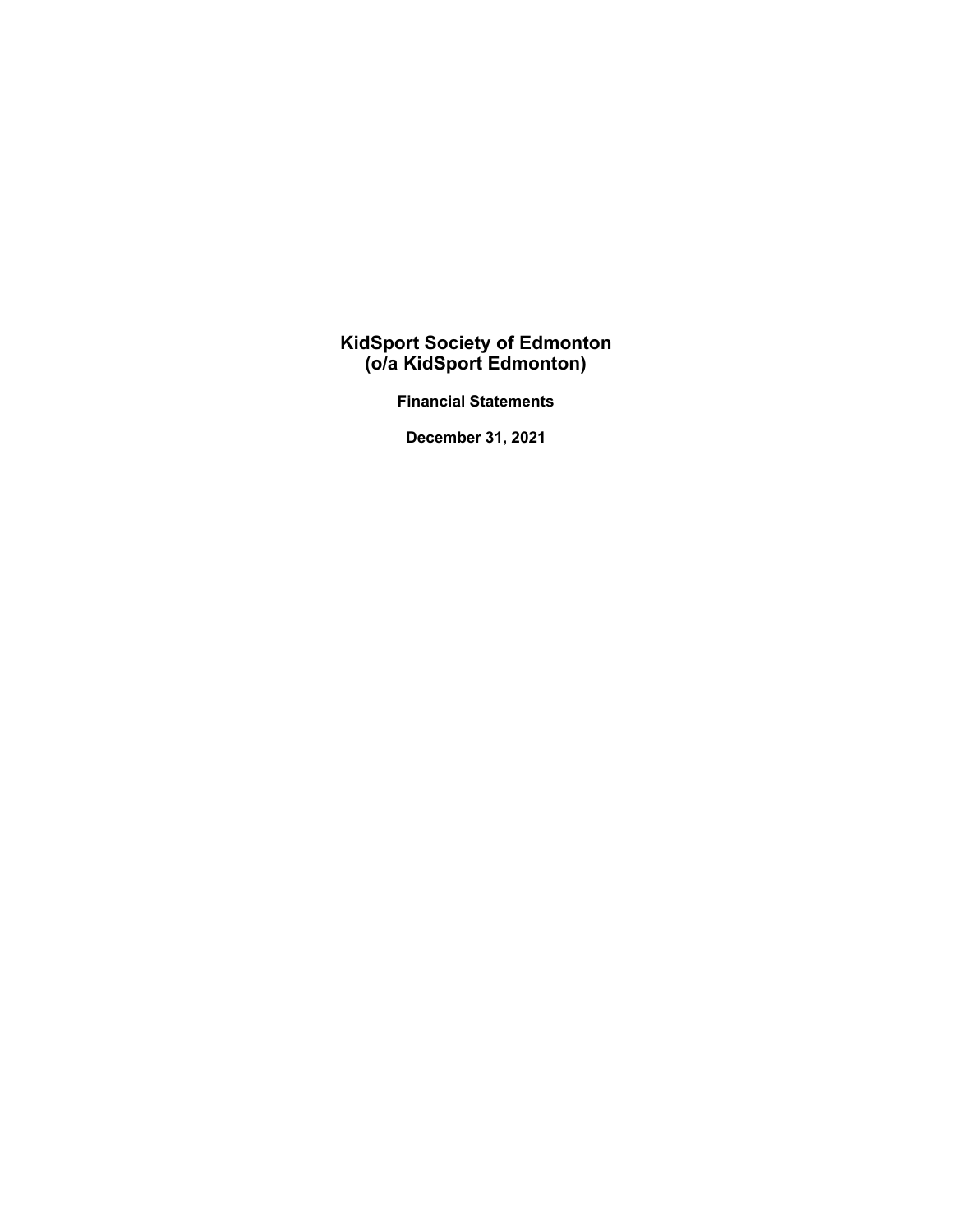# KidSport Society of Edmonton
# (o/a KidSport Edmonton)

**Financial Statements**

**December 31, 2021**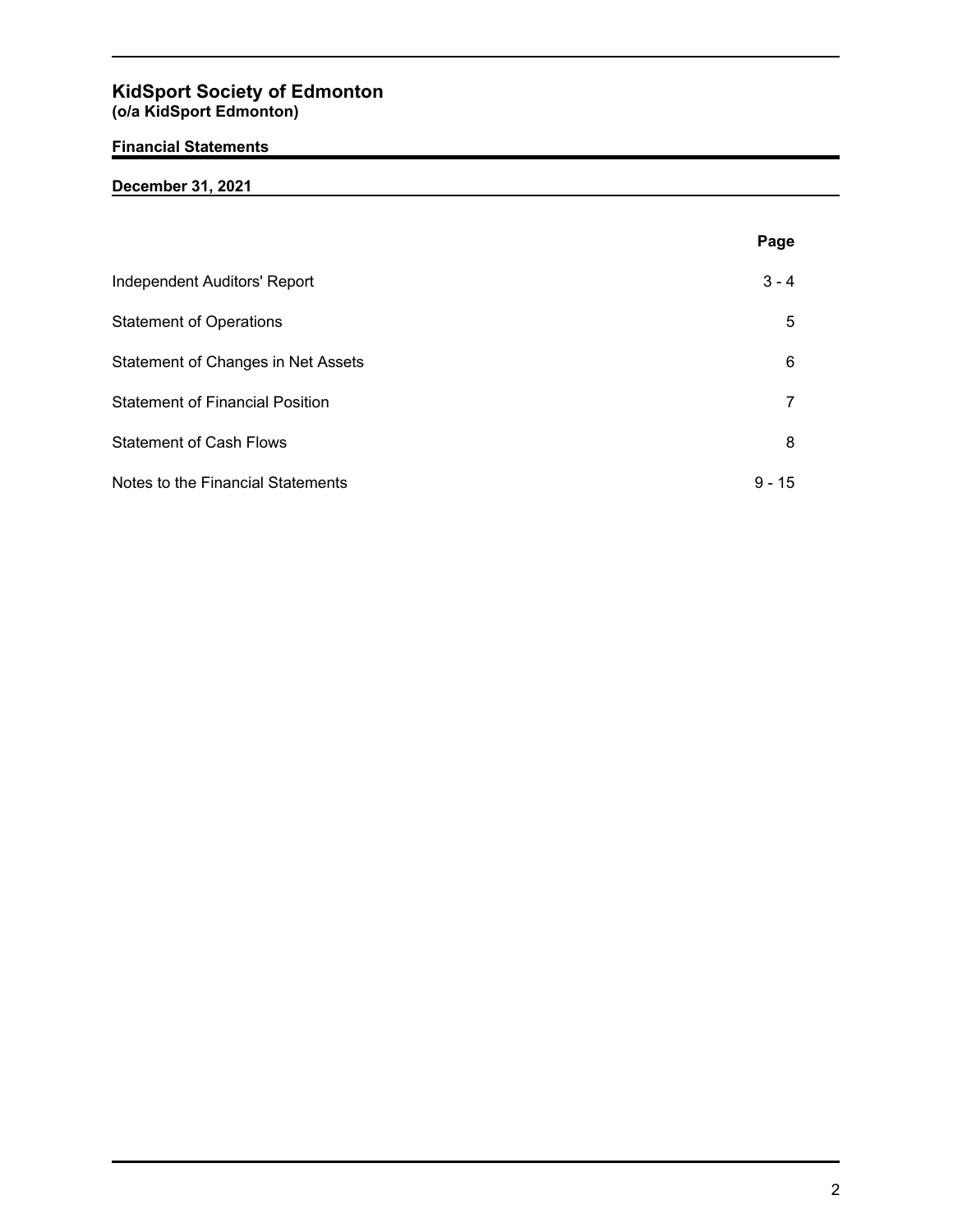# KidSport Society of Edmonton
**(o/a KidSport Edmonton)**

**Financial Statements**

**December 31, 2021**

| | Page |
|---|---|
| Independent Auditors' Report | 3 - 4 |
| Statement of Operations | 5 |
| Statement of Changes in Net Assets | 6 |
| Statement of Financial Position | 7 |
| Statement of Cash Flows | 8 |
| Notes to the Financial Statements | 9 - 15 |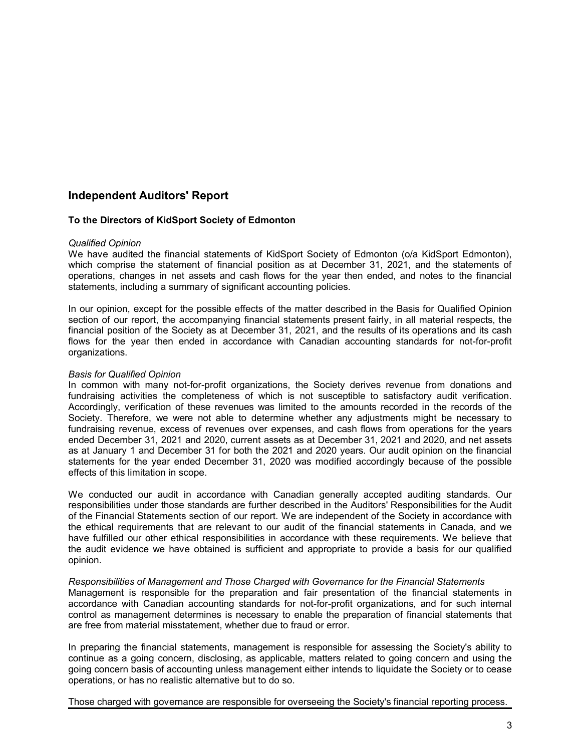## Independent Auditors' Report

**To the Directors of KidSport Society of Edmonton**

*Qualified Opinion*
We have audited the financial statements of KidSport Society of Edmonton (o/a KidSport Edmonton), which comprise the statement of financial position as at December 31, 2021, and the statements of operations, changes in net assets and cash flows for the year then ended, and notes to the financial statements, including a summary of significant accounting policies.

In our opinion, except for the possible effects of the matter described in the Basis for Qualified Opinion section of our report, the accompanying financial statements present fairly, in all material respects, the financial position of the Society as at December 31, 2021, and the results of its operations and its cash flows for the year then ended in accordance with Canadian accounting standards for not-for-profit organizations.

*Basis for Qualified Opinion*
In common with many not-for-profit organizations, the Society derives revenue from donations and fundraising activities the completeness of which is not susceptible to satisfactory audit verification. Accordingly, verification of these revenues was limited to the amounts recorded in the records of the Society. Therefore, we were not able to determine whether any adjustments might be necessary to fundraising revenue, excess of revenues over expenses, and cash flows from operations for the years ended December 31, 2021 and 2020, current assets as at December 31, 2021 and 2020, and net assets as at January 1 and December 31 for both the 2021 and 2020 years. Our audit opinion on the financial statements for the year ended December 31, 2020 was modified accordingly because of the possible effects of this limitation in scope.

We conducted our audit in accordance with Canadian generally accepted auditing standards. Our responsibilities under those standards are further described in the Auditors' Responsibilities for the Audit of the Financial Statements section of our report. We are independent of the Society in accordance with the ethical requirements that are relevant to our audit of the financial statements in Canada, and we have fulfilled our other ethical responsibilities in accordance with these requirements. We believe that the audit evidence we have obtained is sufficient and appropriate to provide a basis for our qualified opinion.

*Responsibilities of Management and Those Charged with Governance for the Financial Statements*
Management is responsible for the preparation and fair presentation of the financial statements in accordance with Canadian accounting standards for not-for-profit organizations, and for such internal control as management determines is necessary to enable the preparation of financial statements that are free from material misstatement, whether due to fraud or error.

In preparing the financial statements, management is responsible for assessing the Society's ability to continue as a going concern, disclosing, as applicable, matters related to going concern and using the going concern basis of accounting unless management either intends to liquidate the Society or to cease operations, or has no realistic alternative but to do so.

Those charged with governance are responsible for overseeing the Society's financial reporting process.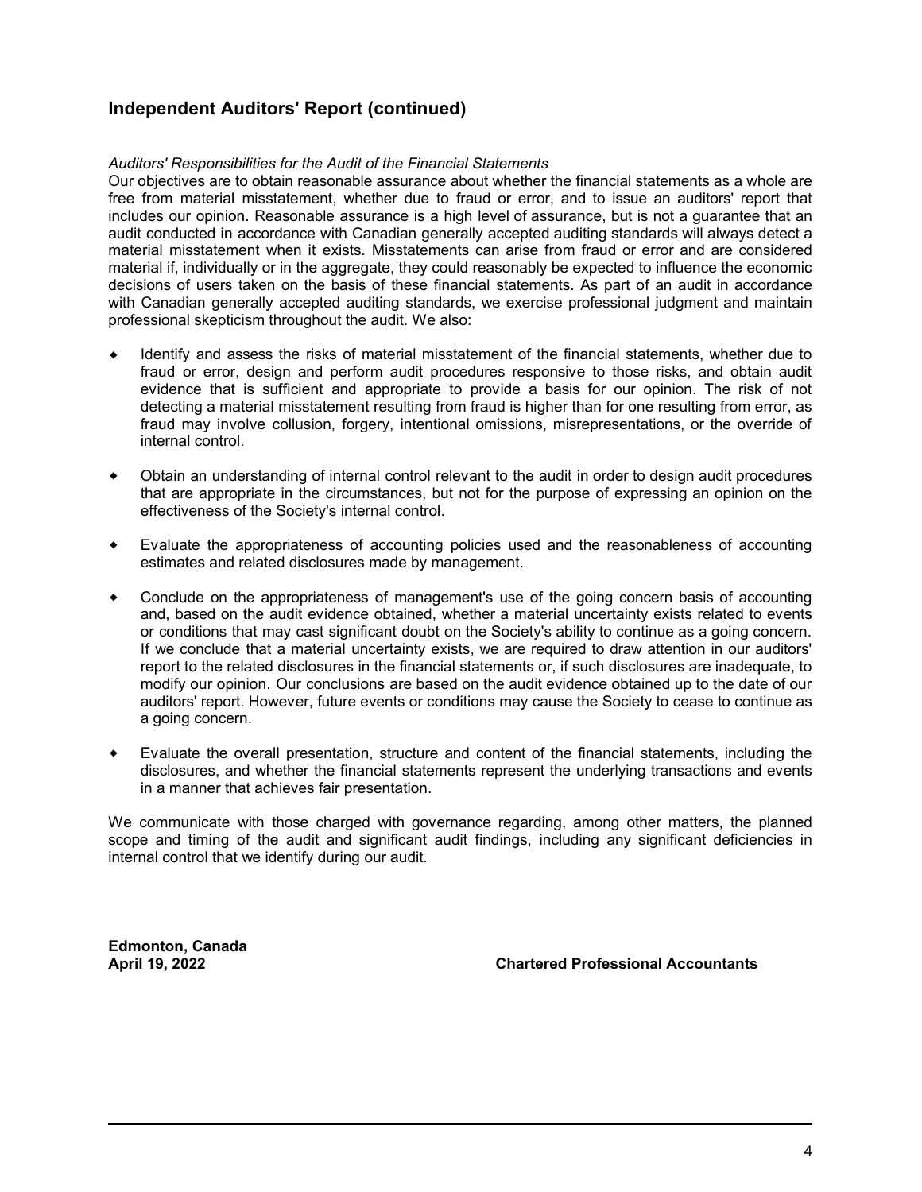## Independent Auditors' Report (continued)

*Auditors' Responsibilities for the Audit of the Financial Statements*

Our objectives are to obtain reasonable assurance about whether the financial statements as a whole are free from material misstatement, whether due to fraud or error, and to issue an auditors' report that includes our opinion. Reasonable assurance is a high level of assurance, but is not a guarantee that an audit conducted in accordance with Canadian generally accepted auditing standards will always detect a material misstatement when it exists. Misstatements can arise from fraud or error and are considered material if, individually or in the aggregate, they could reasonably be expected to influence the economic decisions of users taken on the basis of these financial statements. As part of an audit in accordance with Canadian generally accepted auditing standards, we exercise professional judgment and maintain professional skepticism throughout the audit. We also:

- Identify and assess the risks of material misstatement of the financial statements, whether due to fraud or error, design and perform audit procedures responsive to those risks, and obtain audit evidence that is sufficient and appropriate to provide a basis for our opinion. The risk of not detecting a material misstatement resulting from fraud is higher than for one resulting from error, as fraud may involve collusion, forgery, intentional omissions, misrepresentations, or the override of internal control.

- Obtain an understanding of internal control relevant to the audit in order to design audit procedures that are appropriate in the circumstances, but not for the purpose of expressing an opinion on the effectiveness of the Society's internal control.

- Evaluate the appropriateness of accounting policies used and the reasonableness of accounting estimates and related disclosures made by management.

- Conclude on the appropriateness of management's use of the going concern basis of accounting and, based on the audit evidence obtained, whether a material uncertainty exists related to events or conditions that may cast significant doubt on the Society's ability to continue as a going concern. If we conclude that a material uncertainty exists, we are required to draw attention in our auditors' report to the related disclosures in the financial statements or, if such disclosures are inadequate, to modify our opinion. Our conclusions are based on the audit evidence obtained up to the date of our auditors' report. However, future events or conditions may cause the Society to cease to continue as a going concern.

- Evaluate the overall presentation, structure and content of the financial statements, including the disclosures, and whether the financial statements represent the underlying transactions and events in a manner that achieves fair presentation.

We communicate with those charged with governance regarding, among other matters, the planned scope and timing of the audit and significant audit findings, including any significant deficiencies in internal control that we identify during our audit.

**Edmonton, Canada**
**April 19, 2022**

**Chartered Professional Accountants**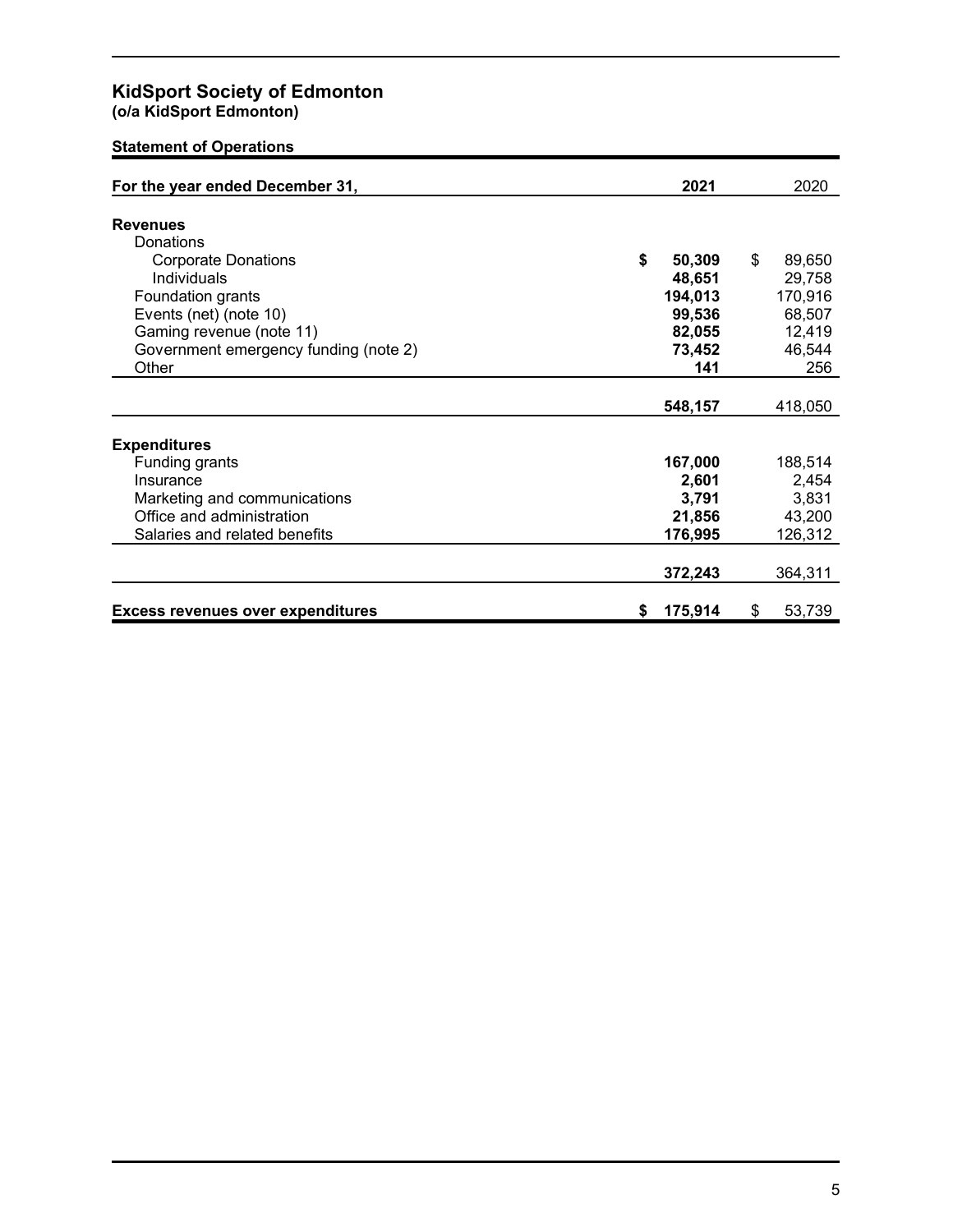## KidSport Society of Edmonton
**(o/a KidSport Edmonton)**

**Statement of Operations**

| For the year ended December 31, | 2021 | 2020 |
|---|---|---|
| **Revenues** | | |
| Donations | | |
| Corporate Donations | **$ 50,309** | $ 89,650 |
| Individuals | **48,651** | 29,758 |
| Foundation grants | **194,013** | 170,916 |
| Events (net) (note 10) | **99,536** | 68,507 |
| Gaming revenue (note 11) | **82,055** | 12,419 |
| Government emergency funding (note 2) | **73,452** | 46,544 |
| Other | **141** | 256 |
| | **548,157** | 418,050 |
| **Expenditures** | | |
| Funding grants | **167,000** | 188,514 |
| Insurance | **2,601** | 2,454 |
| Marketing and communications | **3,791** | 3,831 |
| Office and administration | **21,856** | 43,200 |
| Salaries and related benefits | **176,995** | 126,312 |
| | **372,243** | 364,311 |
| **Excess revenues over expenditures** | **$ 175,914** | $ 53,739 |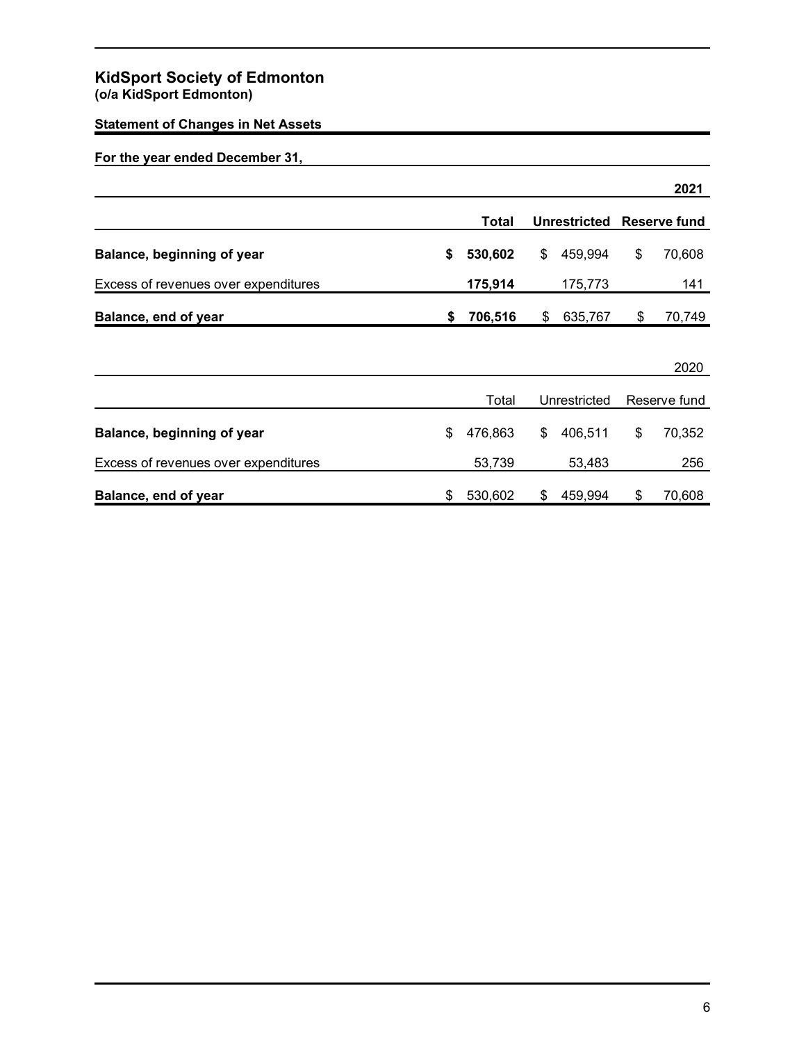# KidSport Society of Edmonton
**(o/a KidSport Edmonton)**

**Statement of Changes in Net Assets**

**For the year ended December 31,**

| **2021** | **Total** | **Unrestricted** | **Reserve fund** |
|---|---|---|---|
| **Balance, beginning of year** | **$ 530,602** | $ 459,994 | $ 70,608 |
| Excess of revenues over expenditures | **175,914** | 175,773 | 141 |
| **Balance, end of year** | **$ 706,516** | $ 635,767 | $ 70,749 |

| 2020 | Total | Unrestricted | Reserve fund |
|---|---|---|---|
| **Balance, beginning of year** | $ 476,863 | $ 406,511 | $ 70,352 |
| Excess of revenues over expenditures | 53,739 | 53,483 | 256 |
| **Balance, end of year** | $ 530,602 | $ 459,994 | $ 70,608 |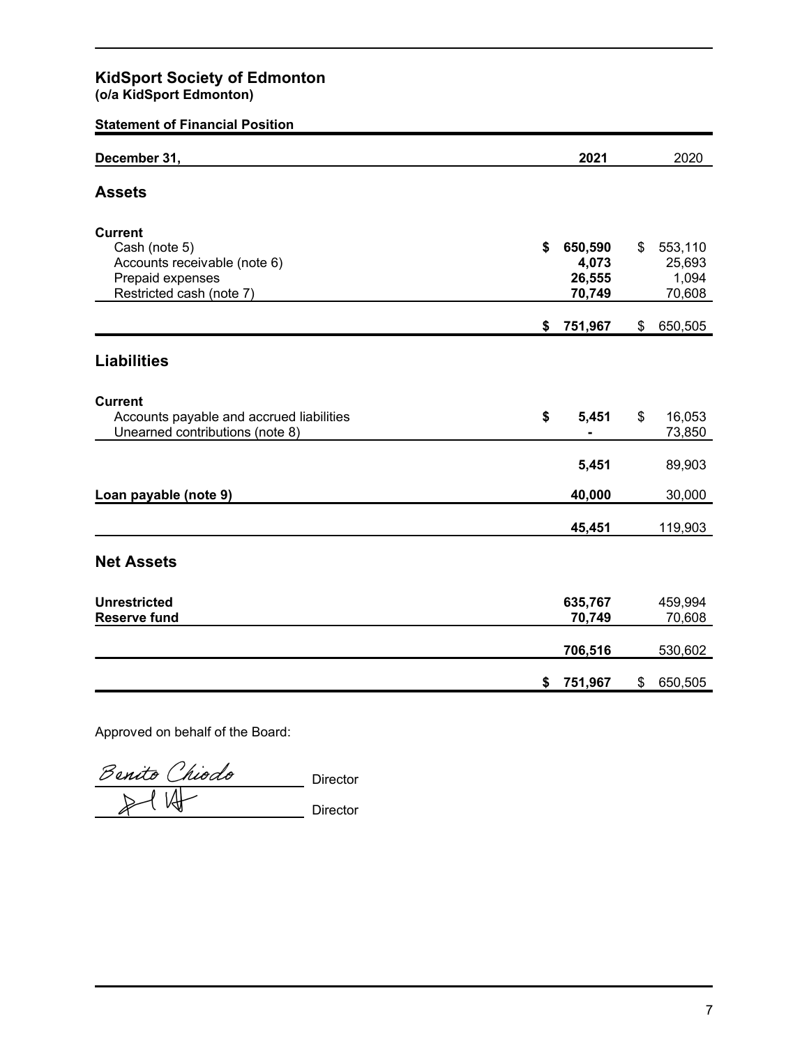# KidSport Society of Edmonton
**(o/a KidSport Edmonton)**

**Statement of Financial Position**

| December 31, | 2021 | 2020 |
|---|---|---|
| **Assets** | | |
| **Current** | | |
| Cash (note 5) | **$ 650,590** | $ 553,110 |
| Accounts receivable (note 6) | **4,073** | 25,693 |
| Prepaid expenses | **26,555** | 1,094 |
| Restricted cash (note 7) | **70,749** | 70,608 |
| | **$ 751,967** | $ 650,505 |
| **Liabilities** | | |
| **Current** | | |
| Accounts payable and accrued liabilities | **$ 5,451** | $ 16,053 |
| Unearned contributions (note 8) | **-** | 73,850 |
| | **5,451** | 89,903 |
| **Loan payable (note 9)** | **40,000** | 30,000 |
| | **45,451** | 119,903 |
| **Net Assets** | | |
| **Unrestricted** | **635,767** | 459,994 |
| **Reserve fund** | **70,749** | 70,608 |
| | **706,516** | 530,602 |
| | **$ 751,967** | $ 650,505 |

Approved on behalf of the Board:

Benito Chiodo Director

Director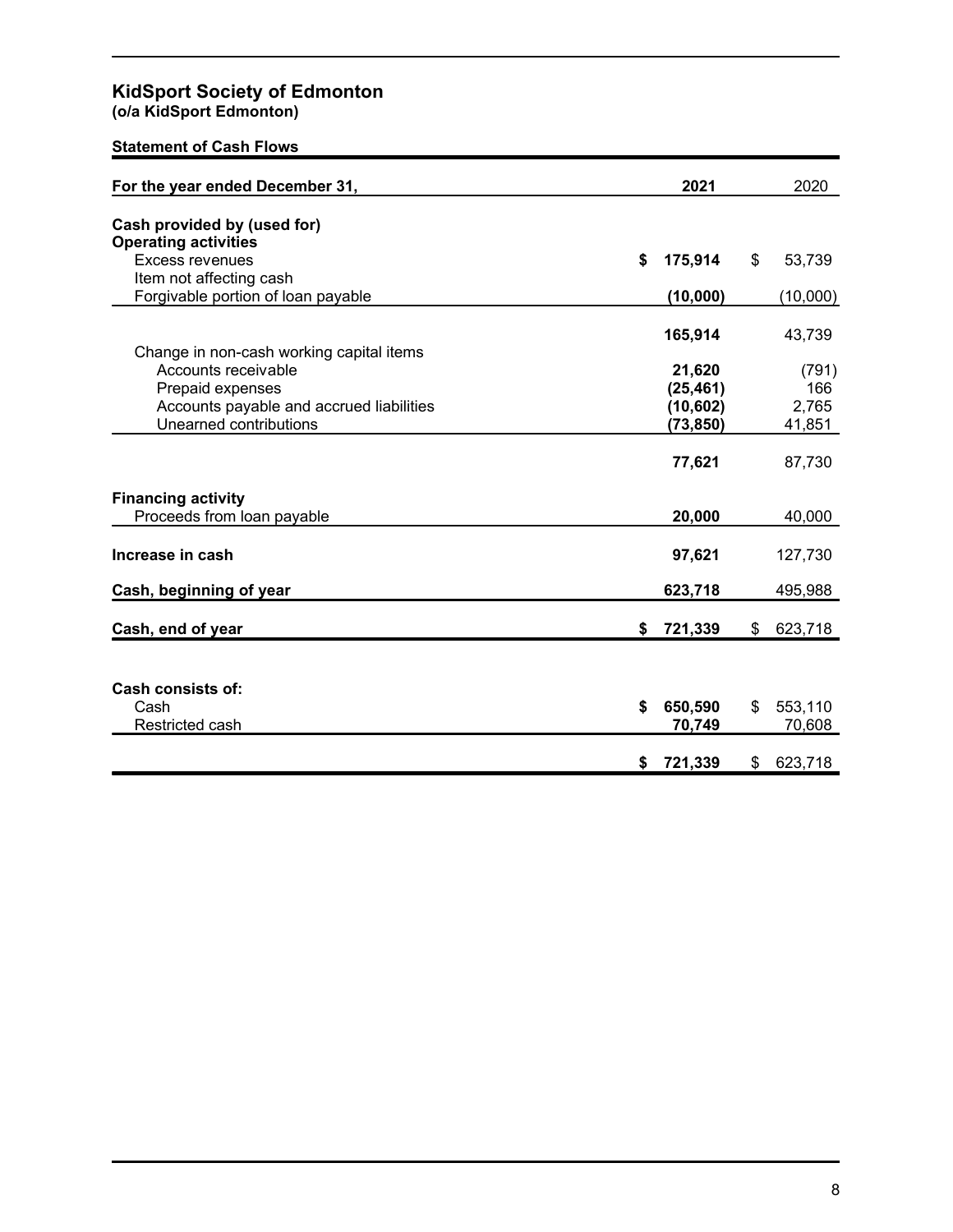# KidSport Society of Edmonton
**(o/a KidSport Edmonton)**

**Statement of Cash Flows**

| For the year ended December 31, | 2021 | 2020 |
|---|---|---|
| **Cash provided by (used for)** | | |
| **Operating activities** | | |
| Excess revenues | **$ 175,914** | $ 53,739 |
| Item not affecting cash | | |
| Forgivable portion of loan payable | **(10,000)** | (10,000) |
| | **165,914** | 43,739 |
| Change in non-cash working capital items | | |
| Accounts receivable | **21,620** | (791) |
| Prepaid expenses | **(25,461)** | 166 |
| Accounts payable and accrued liabilities | **(10,602)** | 2,765 |
| Unearned contributions | **(73,850)** | 41,851 |
| | **77,621** | 87,730 |
| **Financing activity** | | |
| Proceeds from loan payable | **20,000** | 40,000 |
| **Increase in cash** | **97,621** | 127,730 |
| **Cash, beginning of year** | **623,718** | 495,988 |
| **Cash, end of year** | **$ 721,339** | $ 623,718 |
| | | |
| **Cash consists of:** | | |
| Cash | **$ 650,590** | $ 553,110 |
| Restricted cash | **70,749** | 70,608 |
| | **$ 721,339** | $ 623,718 |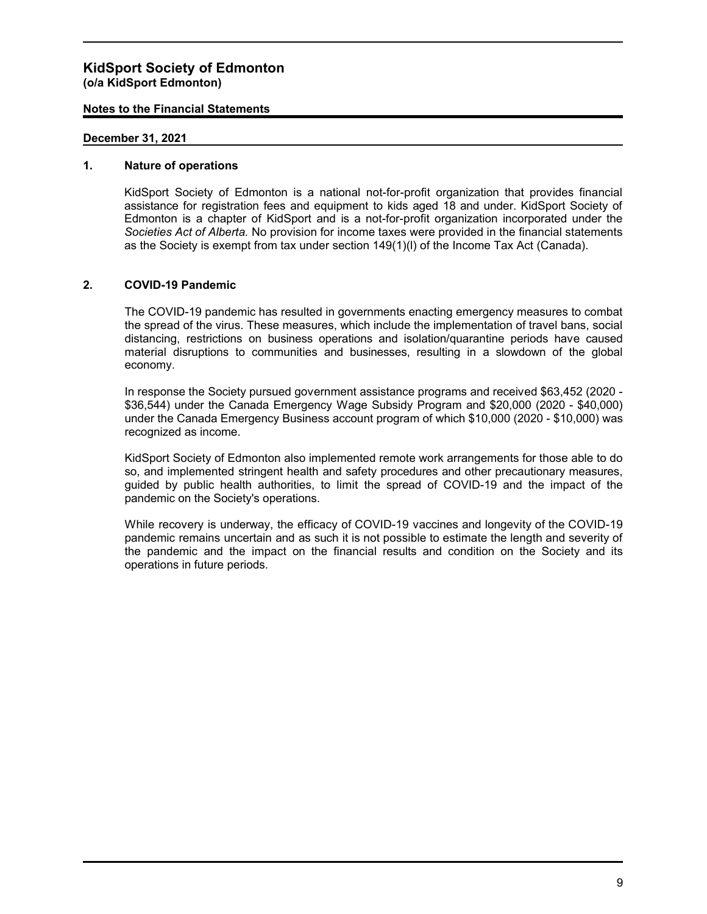# KidSport Society of Edmonton
**(o/a KidSport Edmonton)**

**Notes to the Financial Statements**

**December 31, 2021**

## 1. Nature of operations

KidSport Society of Edmonton is a national not-for-profit organization that provides financial assistance for registration fees and equipment to kids aged 18 and under. KidSport Society of Edmonton is a chapter of KidSport and is a not-for-profit organization incorporated under the *Societies Act of Alberta.* No provision for income taxes were provided in the financial statements as the Society is exempt from tax under section 149(1)(l) of the Income Tax Act (Canada).

## 2. COVID-19 Pandemic

The COVID-19 pandemic has resulted in governments enacting emergency measures to combat the spread of the virus. These measures, which include the implementation of travel bans, social distancing, restrictions on business operations and isolation/quarantine periods have caused material disruptions to communities and businesses, resulting in a slowdown of the global economy.

In response the Society pursued government assistance programs and received $63,452 (2020 - $36,544) under the Canada Emergency Wage Subsidy Program and $20,000 (2020 - $40,000) under the Canada Emergency Business account program of which $10,000 (2020 - $10,000) was recognized as income.

KidSport Society of Edmonton also implemented remote work arrangements for those able to do so, and implemented stringent health and safety procedures and other precautionary measures, guided by public health authorities, to limit the spread of COVID-19 and the impact of the pandemic on the Society's operations.

While recovery is underway, the efficacy of COVID-19 vaccines and longevity of the COVID-19 pandemic remains uncertain and as such it is not possible to estimate the length and severity of the pandemic and the impact on the financial results and condition on the Society and its operations in future periods.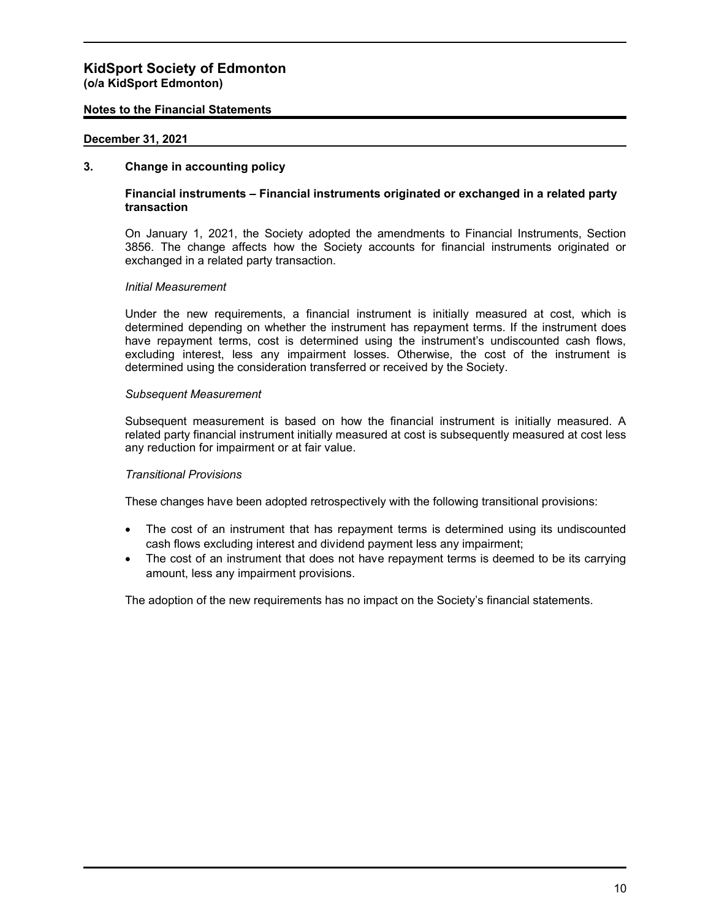# KidSport Society of Edmonton
**(o/a KidSport Edmonton)**

**Notes to the Financial Statements**

**December 31, 2021**

## 3. Change in accounting policy

### Financial instruments – Financial instruments originated or exchanged in a related party transaction

On January 1, 2021, the Society adopted the amendments to Financial Instruments, Section 3856. The change affects how the Society accounts for financial instruments originated or exchanged in a related party transaction.

*Initial Measurement*

Under the new requirements, a financial instrument is initially measured at cost, which is determined depending on whether the instrument has repayment terms. If the instrument does have repayment terms, cost is determined using the instrument's undiscounted cash flows, excluding interest, less any impairment losses. Otherwise, the cost of the instrument is determined using the consideration transferred or received by the Society.

*Subsequent Measurement*

Subsequent measurement is based on how the financial instrument is initially measured. A related party financial instrument initially measured at cost is subsequently measured at cost less any reduction for impairment or at fair value.

*Transitional Provisions*

These changes have been adopted retrospectively with the following transitional provisions:

- The cost of an instrument that has repayment terms is determined using its undiscounted cash flows excluding interest and dividend payment less any impairment;
- The cost of an instrument that does not have repayment terms is deemed to be its carrying amount, less any impairment provisions.

The adoption of the new requirements has no impact on the Society's financial statements.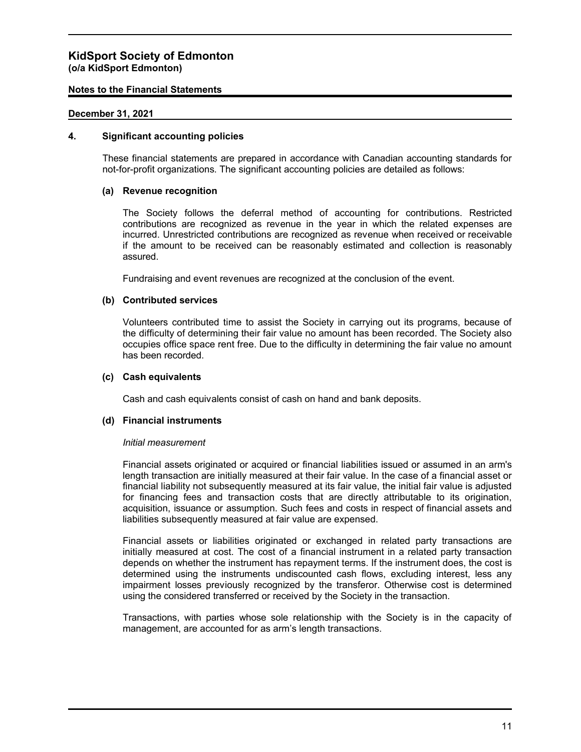# KidSport Society of Edmonton
**(o/a KidSport Edmonton)**

**Notes to the Financial Statements**

**December 31, 2021**

## 4. Significant accounting policies

These financial statements are prepared in accordance with Canadian accounting standards for not-for-profit organizations. The significant accounting policies are detailed as follows:

### (a) Revenue recognition

The Society follows the deferral method of accounting for contributions. Restricted contributions are recognized as revenue in the year in which the related expenses are incurred. Unrestricted contributions are recognized as revenue when received or receivable if the amount to be received can be reasonably estimated and collection is reasonably assured.

Fundraising and event revenues are recognized at the conclusion of the event.

### (b) Contributed services

Volunteers contributed time to assist the Society in carrying out its programs, because of the difficulty of determining their fair value no amount has been recorded. The Society also occupies office space rent free. Due to the difficulty in determining the fair value no amount has been recorded.

### (c) Cash equivalents

Cash and cash equivalents consist of cash on hand and bank deposits.

### (d) Financial instruments

*Initial measurement*

Financial assets originated or acquired or financial liabilities issued or assumed in an arm's length transaction are initially measured at their fair value. In the case of a financial asset or financial liability not subsequently measured at its fair value, the initial fair value is adjusted for financing fees and transaction costs that are directly attributable to its origination, acquisition, issuance or assumption. Such fees and costs in respect of financial assets and liabilities subsequently measured at fair value are expensed.

Financial assets or liabilities originated or exchanged in related party transactions are initially measured at cost. The cost of a financial instrument in a related party transaction depends on whether the instrument has repayment terms. If the instrument does, the cost is determined using the instruments undiscounted cash flows, excluding interest, less any impairment losses previously recognized by the transferor. Otherwise cost is determined using the considered transferred or received by the Society in the transaction.

Transactions, with parties whose sole relationship with the Society is in the capacity of management, are accounted for as arm's length transactions.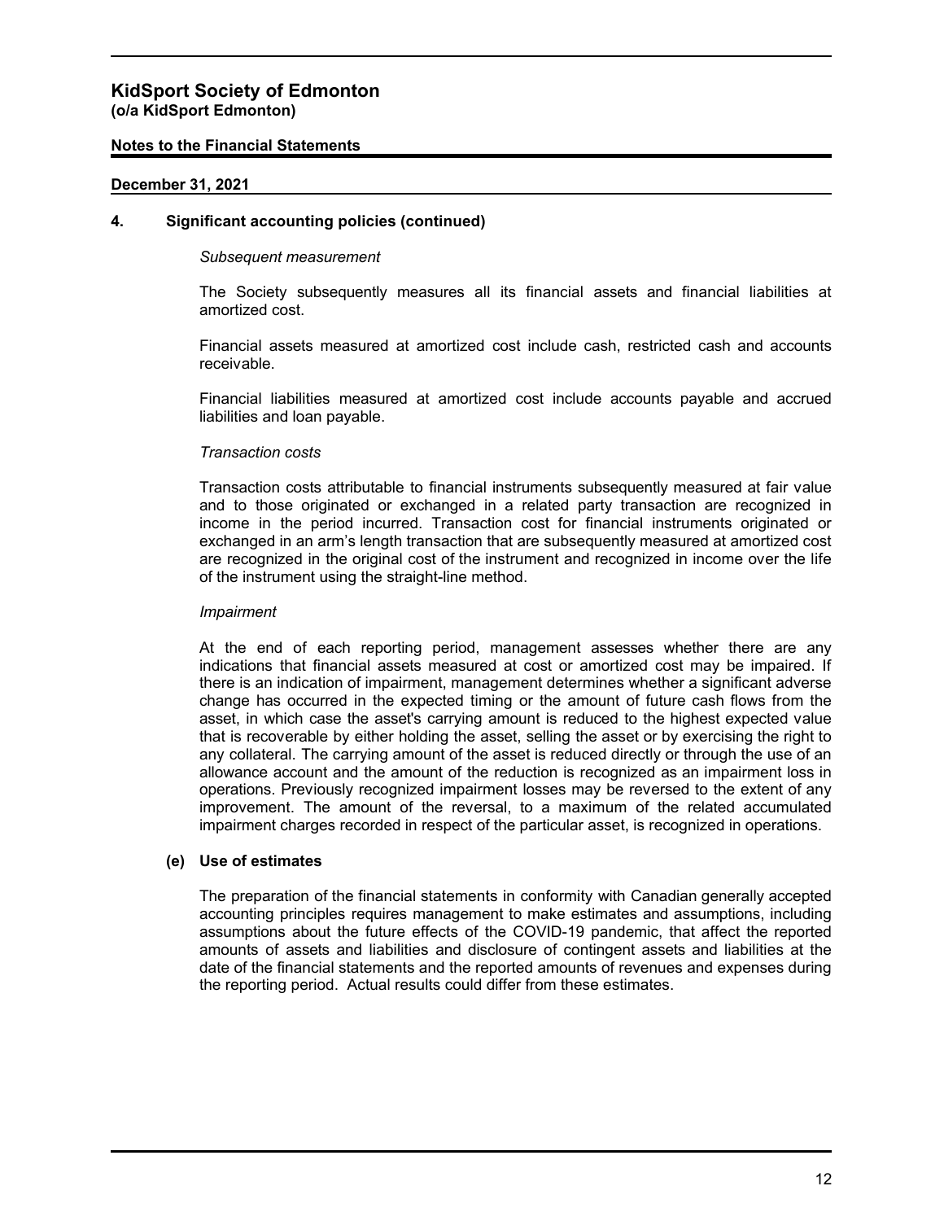# KidSport Society of Edmonton
**(o/a KidSport Edmonton)**

**Notes to the Financial Statements**

**December 31, 2021**

## 4. Significant accounting policies (continued)

*Subsequent measurement*

The Society subsequently measures all its financial assets and financial liabilities at amortized cost.

Financial assets measured at amortized cost include cash, restricted cash and accounts receivable.

Financial liabilities measured at amortized cost include accounts payable and accrued liabilities and loan payable.

*Transaction costs*

Transaction costs attributable to financial instruments subsequently measured at fair value and to those originated or exchanged in a related party transaction are recognized in income in the period incurred. Transaction cost for financial instruments originated or exchanged in an arm's length transaction that are subsequently measured at amortized cost are recognized in the original cost of the instrument and recognized in income over the life of the instrument using the straight-line method.

*Impairment*

At the end of each reporting period, management assesses whether there are any indications that financial assets measured at cost or amortized cost may be impaired. If there is an indication of impairment, management determines whether a significant adverse change has occurred in the expected timing or the amount of future cash flows from the asset, in which case the asset's carrying amount is reduced to the highest expected value that is recoverable by either holding the asset, selling the asset or by exercising the right to any collateral. The carrying amount of the asset is reduced directly or through the use of an allowance account and the amount of the reduction is recognized as an impairment loss in operations. Previously recognized impairment losses may be reversed to the extent of any improvement. The amount of the reversal, to a maximum of the related accumulated impairment charges recorded in respect of the particular asset, is recognized in operations.

### (e) Use of estimates

The preparation of the financial statements in conformity with Canadian generally accepted accounting principles requires management to make estimates and assumptions, including assumptions about the future effects of the COVID-19 pandemic, that affect the reported amounts of assets and liabilities and disclosure of contingent assets and liabilities at the date of the financial statements and the reported amounts of revenues and expenses during the reporting period. Actual results could differ from these estimates.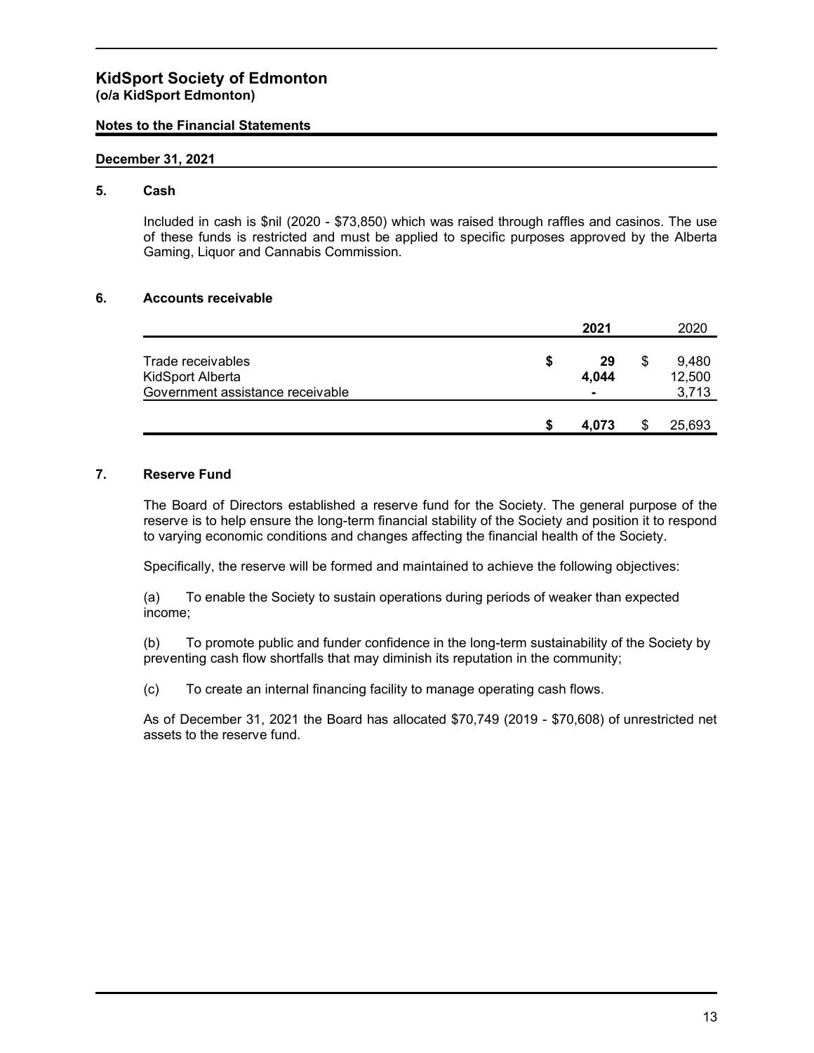# KidSport Society of Edmonton
**(o/a KidSport Edmonton)**

**Notes to the Financial Statements**

**December 31, 2021**

## 5. Cash

Included in cash is $nil (2020 - $73,850) which was raised through raffles and casinos. The use of these funds is restricted and must be applied to specific purposes approved by the Alberta Gaming, Liquor and Cannabis Commission.

## 6. Accounts receivable

| | 2021 | 2020 |
|---|---|---|
| Trade receivables | $ 29 | $ 9,480 |
| KidSport Alberta | 4,044 | 12,500 |
| Government assistance receivable | - | 3,713 |
| | $ 4,073 | $ 25,693 |

## 7. Reserve Fund

The Board of Directors established a reserve fund for the Society. The general purpose of the reserve is to help ensure the long-term financial stability of the Society and position it to respond to varying economic conditions and changes affecting the financial health of the Society.

Specifically, the reserve will be formed and maintained to achieve the following objectives:

(a) To enable the Society to sustain operations during periods of weaker than expected income;

(b) To promote public and funder confidence in the long-term sustainability of the Society by preventing cash flow shortfalls that may diminish its reputation in the community;

(c) To create an internal financing facility to manage operating cash flows.

As of December 31, 2021 the Board has allocated $70,749 (2019 - $70,608) of unrestricted net assets to the reserve fund.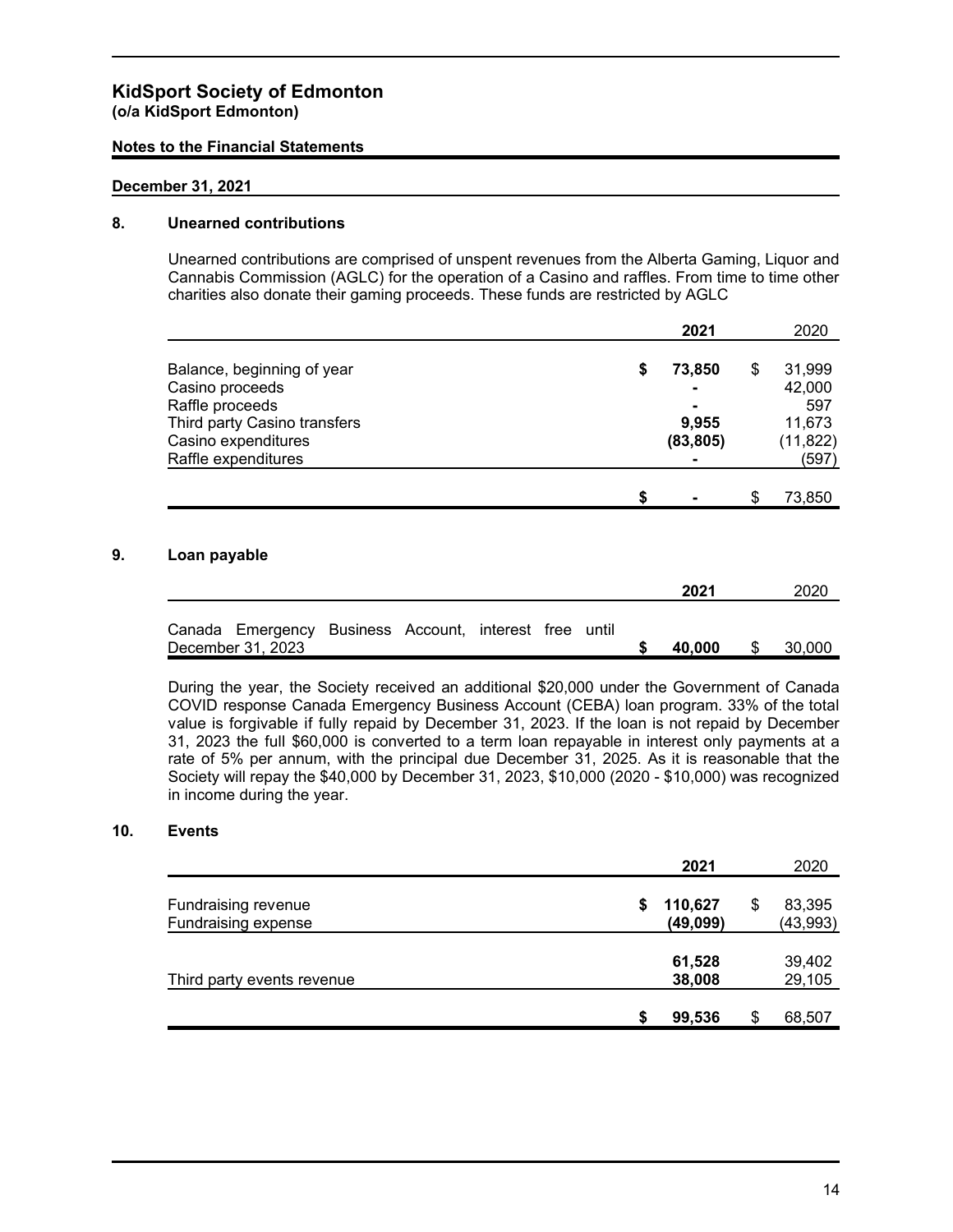# KidSport Society of Edmonton
**(o/a KidSport Edmonton)**

**Notes to the Financial Statements**

**December 31, 2021**

## 8. Unearned contributions

Unearned contributions are comprised of unspent revenues from the Alberta Gaming, Liquor and Cannabis Commission (AGLC) for the operation of a Casino and raffles. From time to time other charities also donate their gaming proceeds. These funds are restricted by AGLC

| | 2021 | 2020 |
|---|---|---|
| Balance, beginning of year | $ 73,850 | $ 31,999 |
| Casino proceeds | - | 42,000 |
| Raffle proceeds | - | 597 |
| Third party Casino transfers | 9,955 | 11,673 |
| Casino expenditures | (83,805) | (11,822) |
| Raffle expenditures | - | (597) |
| | $ - | $ 73,850 |

## 9. Loan payable

| | 2021 | 2020 |
|---|---|---|
| Canada Emergency Business Account, interest free until December 31, 2023 | $ 40,000 | $ 30,000 |

During the year, the Society received an additional $20,000 under the Government of Canada COVID response Canada Emergency Business Account (CEBA) loan program. 33% of the total value is forgivable if fully repaid by December 31, 2023. If the loan is not repaid by December 31, 2023 the full $60,000 is converted to a term loan repayable in interest only payments at a rate of 5% per annum, with the principal due December 31, 2025. As it is reasonable that the Society will repay the $40,000 by December 31, 2023, $10,000 (2020 - $10,000) was recognized in income during the year.

## 10. Events

| | 2021 | 2020 |
|---|---|---|
| Fundraising revenue | $ 110,627 | $ 83,395 |
| Fundraising expense | (49,099) | (43,993) |
| | 61,528 | 39,402 |
| Third party events revenue | 38,008 | 29,105 |
| | $ 99,536 | $ 68,507 |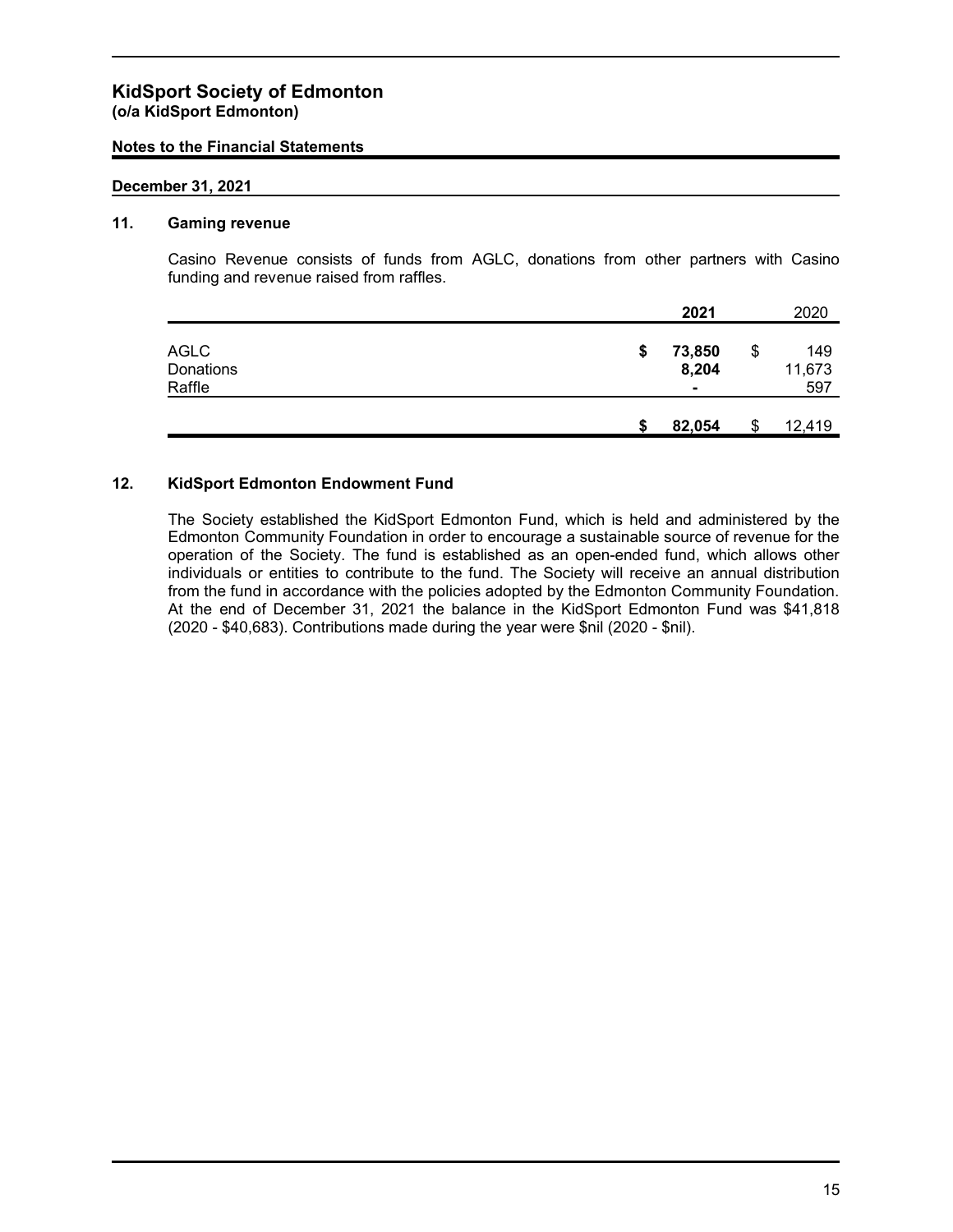# KidSport Society of Edmonton
**(o/a KidSport Edmonton)**

**Notes to the Financial Statements**

**December 31, 2021**

## 11. Gaming revenue

Casino Revenue consists of funds from AGLC, donations from other partners with Casino funding and revenue raised from raffles.

| | 2021 | 2020 |
|---|---|---|
| AGLC | $ 73,850 | $ 149 |
| Donations | 8,204 | 11,673 |
| Raffle | - | 597 |
| | $ 82,054 | $ 12,419 |

## 12. KidSport Edmonton Endowment Fund

The Society established the KidSport Edmonton Fund, which is held and administered by the Edmonton Community Foundation in order to encourage a sustainable source of revenue for the operation of the Society. The fund is established as an open-ended fund, which allows other individuals or entities to contribute to the fund. The Society will receive an annual distribution from the fund in accordance with the policies adopted by the Edmonton Community Foundation. At the end of December 31, 2021 the balance in the KidSport Edmonton Fund was $41,818 (2020 - $40,683). Contributions made during the year were $nil (2020 - $nil).